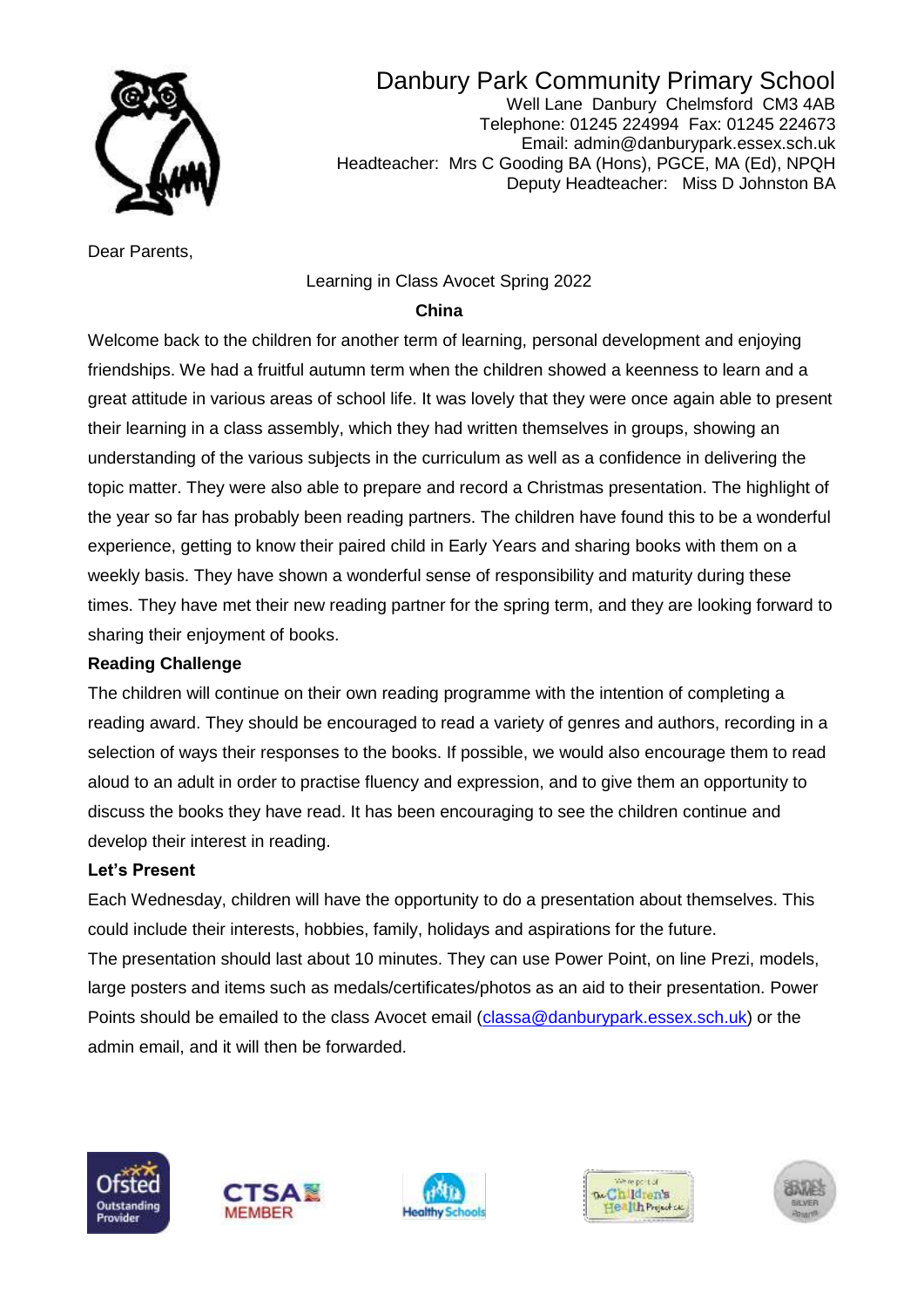# Danbury Park Community Primary School

Well Lane Danbury Chelmsford CM3 4AB
Telephone: 01245 224994 Fax: 01245 224673
Email: admin@danburypark.essex.sch.uk
Headteacher: Mrs C Gooding BA (Hons), PGCE, MA (Ed), NPQH
Deputy Headteacher: Miss D Johnston BA

Dear Parents,

Learning in Class Avocet Spring 2022

**China**

Welcome back to the children for another term of learning, personal development and enjoying friendships. We had a fruitful autumn term when the children showed a keenness to learn and a great attitude in various areas of school life. It was lovely that they were once again able to present their learning in a class assembly, which they had written themselves in groups, showing an understanding of the various subjects in the curriculum as well as a confidence in delivering the topic matter. They were also able to prepare and record a Christmas presentation. The highlight of the year so far has probably been reading partners. The children have found this to be a wonderful experience, getting to know their paired child in Early Years and sharing books with them on a weekly basis. They have shown a wonderful sense of responsibility and maturity during these times. They have met their new reading partner for the spring term, and they are looking forward to sharing their enjoyment of books.

**Reading Challenge**

The children will continue on their own reading programme with the intention of completing a reading award. They should be encouraged to read a variety of genres and authors, recording in a selection of ways their responses to the books. If possible, we would also encourage them to read aloud to an adult in order to practise fluency and expression, and to give them an opportunity to discuss the books they have read. It has been encouraging to see the children continue and develop their interest in reading.

**Let's Present**

Each Wednesday, children will have the opportunity to do a presentation about themselves. This could include their interests, hobbies, family, holidays and aspirations for the future.

The presentation should last about 10 minutes. They can use Power Point, on line Prezi, models, large posters and items such as medals/certificates/photos as an aid to their presentation. Power Points should be emailed to the class Avocet email (classa@danburypark.essex.sch.uk) or the admin email, and it will then be forwarded.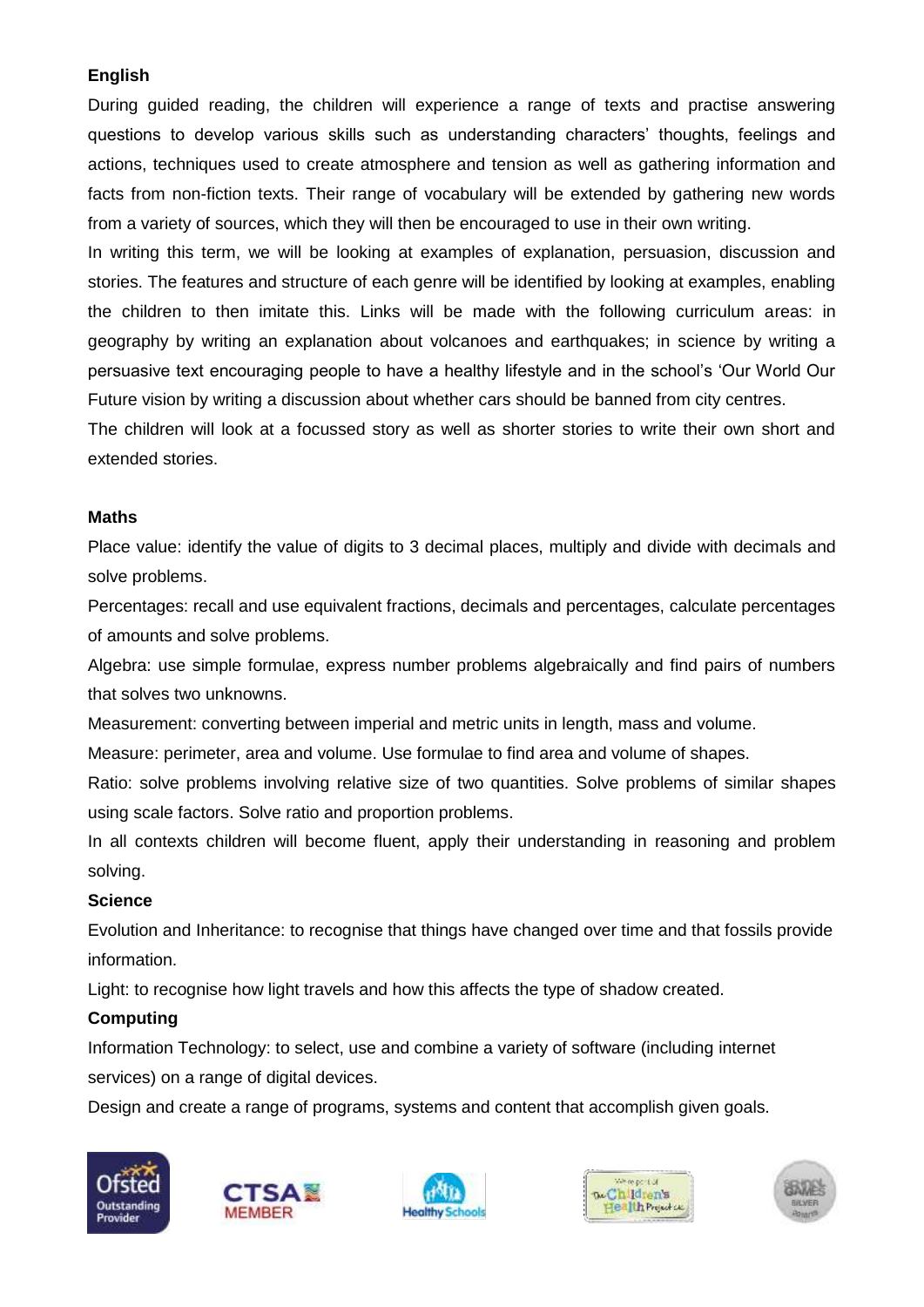## English

During guided reading, the children will experience a range of texts and practise answering questions to develop various skills such as understanding characters' thoughts, feelings and actions, techniques used to create atmosphere and tension as well as gathering information and facts from non-fiction texts. Their range of vocabulary will be extended by gathering new words from a variety of sources, which they will then be encouraged to use in their own writing.

In writing this term, we will be looking at examples of explanation, persuasion, discussion and stories. The features and structure of each genre will be identified by looking at examples, enabling the children to then imitate this. Links will be made with the following curriculum areas: in geography by writing an explanation about volcanoes and earthquakes; in science by writing a persuasive text encouraging people to have a healthy lifestyle and in the school's 'Our World Our Future vision by writing a discussion about whether cars should be banned from city centres.

The children will look at a focussed story as well as shorter stories to write their own short and extended stories.

## Maths

Place value: identify the value of digits to 3 decimal places, multiply and divide with decimals and solve problems.

Percentages: recall and use equivalent fractions, decimals and percentages, calculate percentages of amounts and solve problems.

Algebra: use simple formulae, express number problems algebraically and find pairs of numbers that solves two unknowns.

Measurement: converting between imperial and metric units in length, mass and volume.

Measure: perimeter, area and volume. Use formulae to find area and volume of shapes.

Ratio: solve problems involving relative size of two quantities. Solve problems of similar shapes using scale factors. Solve ratio and proportion problems.

In all contexts children will become fluent, apply their understanding in reasoning and problem solving.

## Science

Evolution and Inheritance: to recognise that things have changed over time and that fossils provide information.

Light: to recognise how light travels and how this affects the type of shadow created.

## Computing

Information Technology: to select, use and combine a variety of software (including internet services) on a range of digital devices.

Design and create a range of programs, systems and content that accomplish given goals.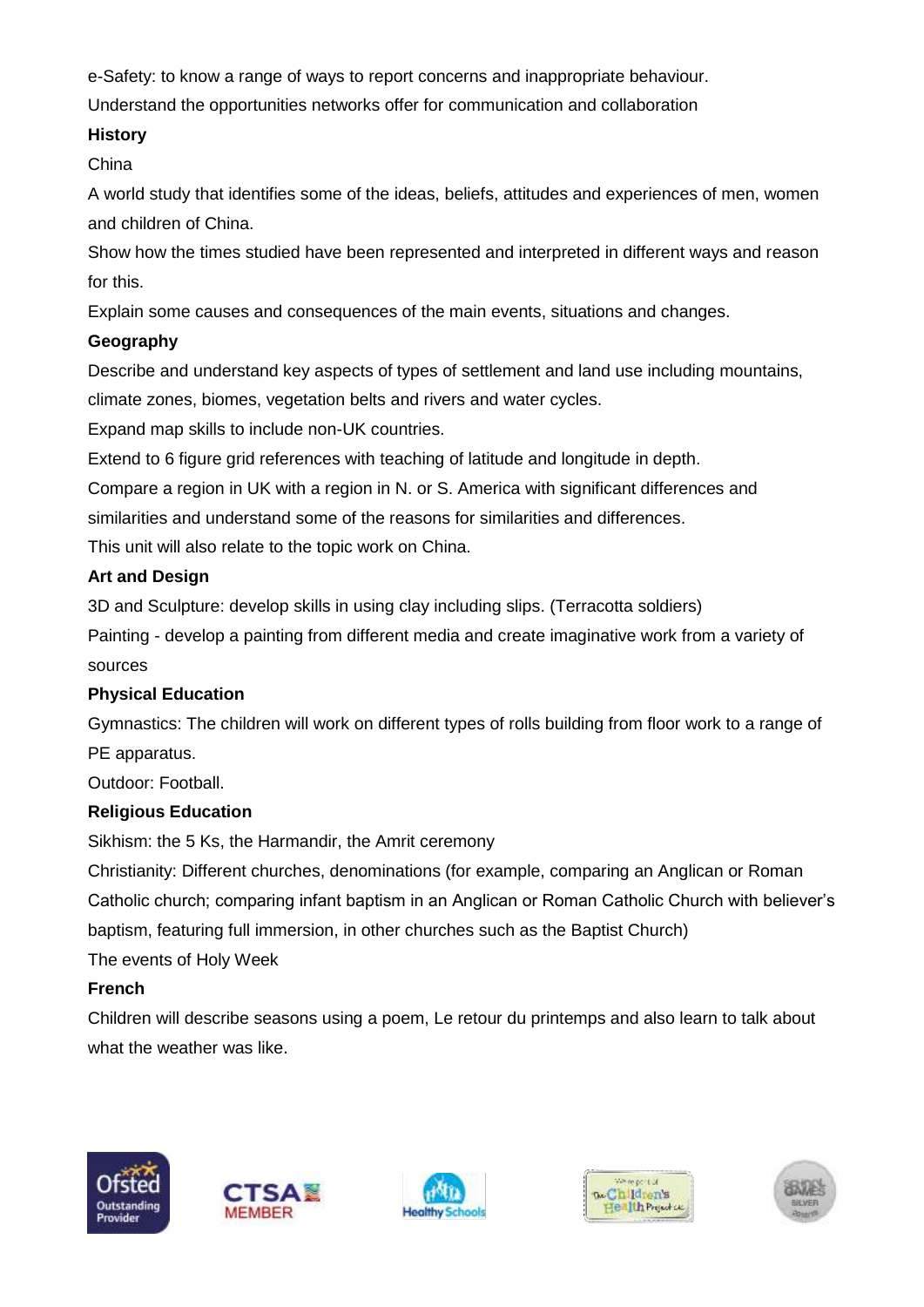e-Safety: to know a range of ways to report concerns and inappropriate behaviour.

Understand the opportunities networks offer for communication and collaboration

**History**

China

A world study that identifies some of the ideas, beliefs, attitudes and experiences of men, women and children of China.

Show how the times studied have been represented and interpreted in different ways and reason for this.

Explain some causes and consequences of the main events, situations and changes.

**Geography**

Describe and understand key aspects of types of settlement and land use including mountains, climate zones, biomes, vegetation belts and rivers and water cycles.

Expand map skills to include non-UK countries.

Extend to 6 figure grid references with teaching of latitude and longitude in depth.

Compare a region in UK with a region in N. or S. America with significant differences and similarities and understand some of the reasons for similarities and differences.

This unit will also relate to the topic work on China.

**Art and Design**

3D and Sculpture: develop skills in using clay including slips. (Terracotta soldiers)

Painting - develop a painting from different media and create imaginative work from a variety of sources

**Physical Education**

Gymnastics: The children will work on different types of rolls building from floor work to a range of PE apparatus.

Outdoor: Football.

**Religious Education**

Sikhism: the 5 Ks, the Harmandir, the Amrit ceremony

Christianity: Different churches, denominations (for example, comparing an Anglican or Roman Catholic church; comparing infant baptism in an Anglican or Roman Catholic Church with believer's baptism, featuring full immersion, in other churches such as the Baptist Church)

The events of Holy Week

**French**

Children will describe seasons using a poem, Le retour du printemps and also learn to talk about what the weather was like.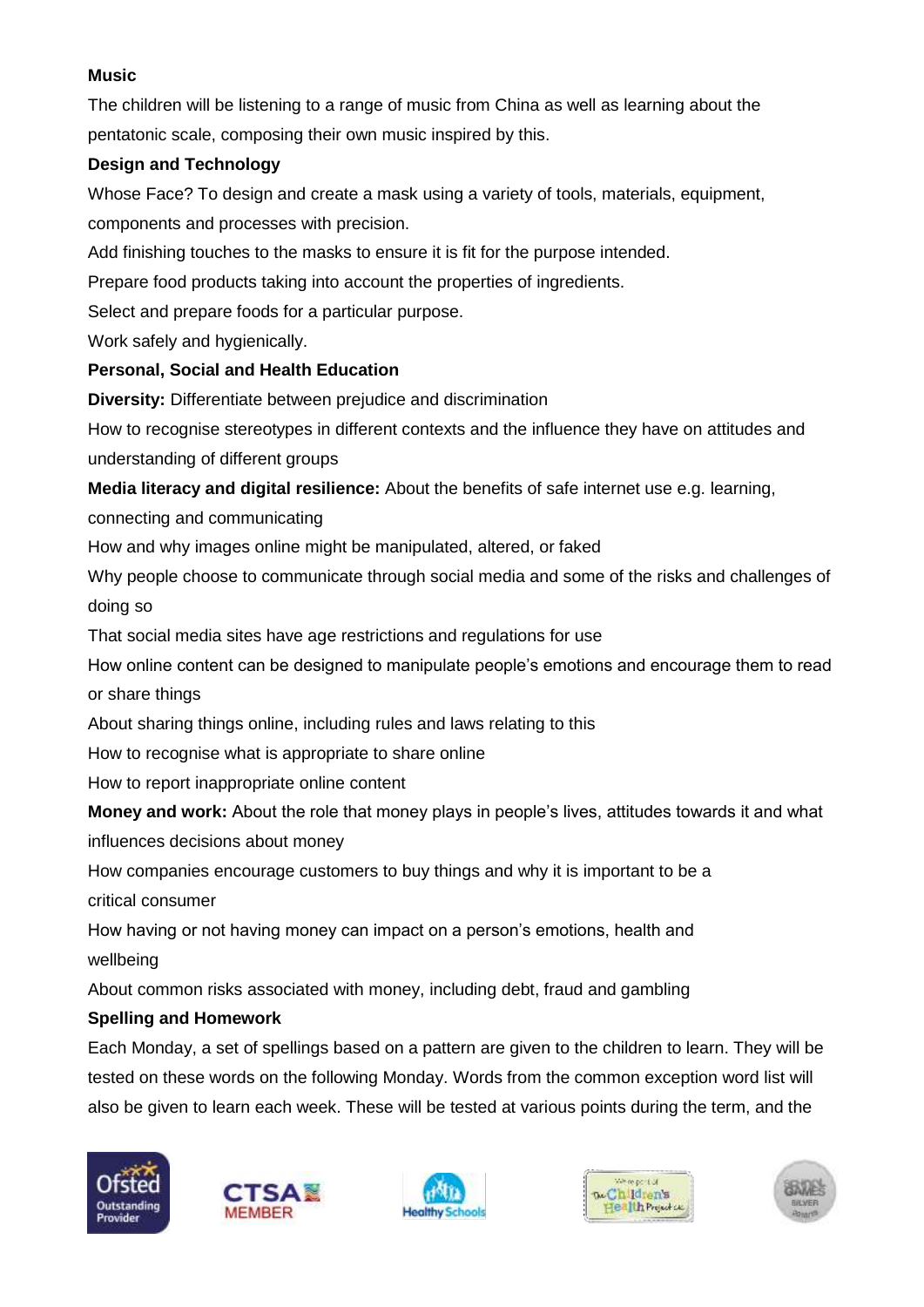**Music**

The children will be listening to a range of music from China as well as learning about the pentatonic scale, composing their own music inspired by this.

**Design and Technology**

Whose Face? To design and create a mask using a variety of tools, materials, equipment, components and processes with precision.

Add finishing touches to the masks to ensure it is fit for the purpose intended.

Prepare food products taking into account the properties of ingredients.

Select and prepare foods for a particular purpose.

Work safely and hygienically.

**Personal, Social and Health Education**

**Diversity:** Differentiate between prejudice and discrimination

How to recognise stereotypes in different contexts and the influence they have on attitudes and understanding of different groups

**Media literacy and digital resilience:** About the benefits of safe internet use e.g. learning, connecting and communicating

How and why images online might be manipulated, altered, or faked

Why people choose to communicate through social media and some of the risks and challenges of doing so

That social media sites have age restrictions and regulations for use

How online content can be designed to manipulate people's emotions and encourage them to read or share things

About sharing things online, including rules and laws relating to this

How to recognise what is appropriate to share online

How to report inappropriate online content

**Money and work:** About the role that money plays in people's lives, attitudes towards it and what influences decisions about money

How companies encourage customers to buy things and why it is important to be a critical consumer

How having or not having money can impact on a person's emotions, health and wellbeing

About common risks associated with money, including debt, fraud and gambling

**Spelling and Homework**

Each Monday, a set of spellings based on a pattern are given to the children to learn. They will be tested on these words on the following Monday. Words from the common exception word list will also be given to learn each week. These will be tested at various points during the term, and the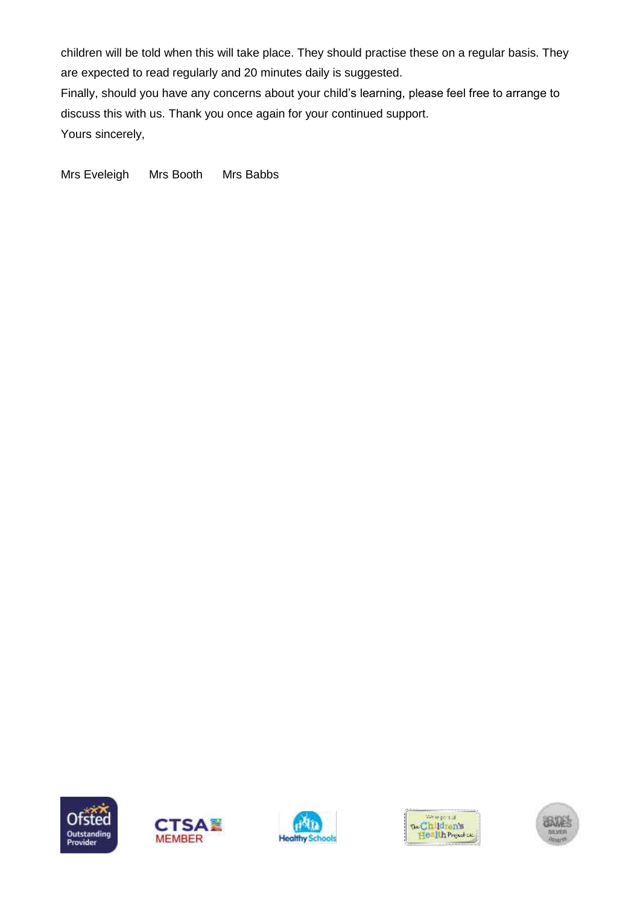children will be told when this will take place. They should practise these on a regular basis. They are expected to read regularly and 20 minutes daily is suggested.

Finally, should you have any concerns about your child's learning, please feel free to arrange to discuss this with us. Thank you once again for your continued support.

Yours sincerely,

Mrs Eveleigh    Mrs Booth    Mrs Babbs